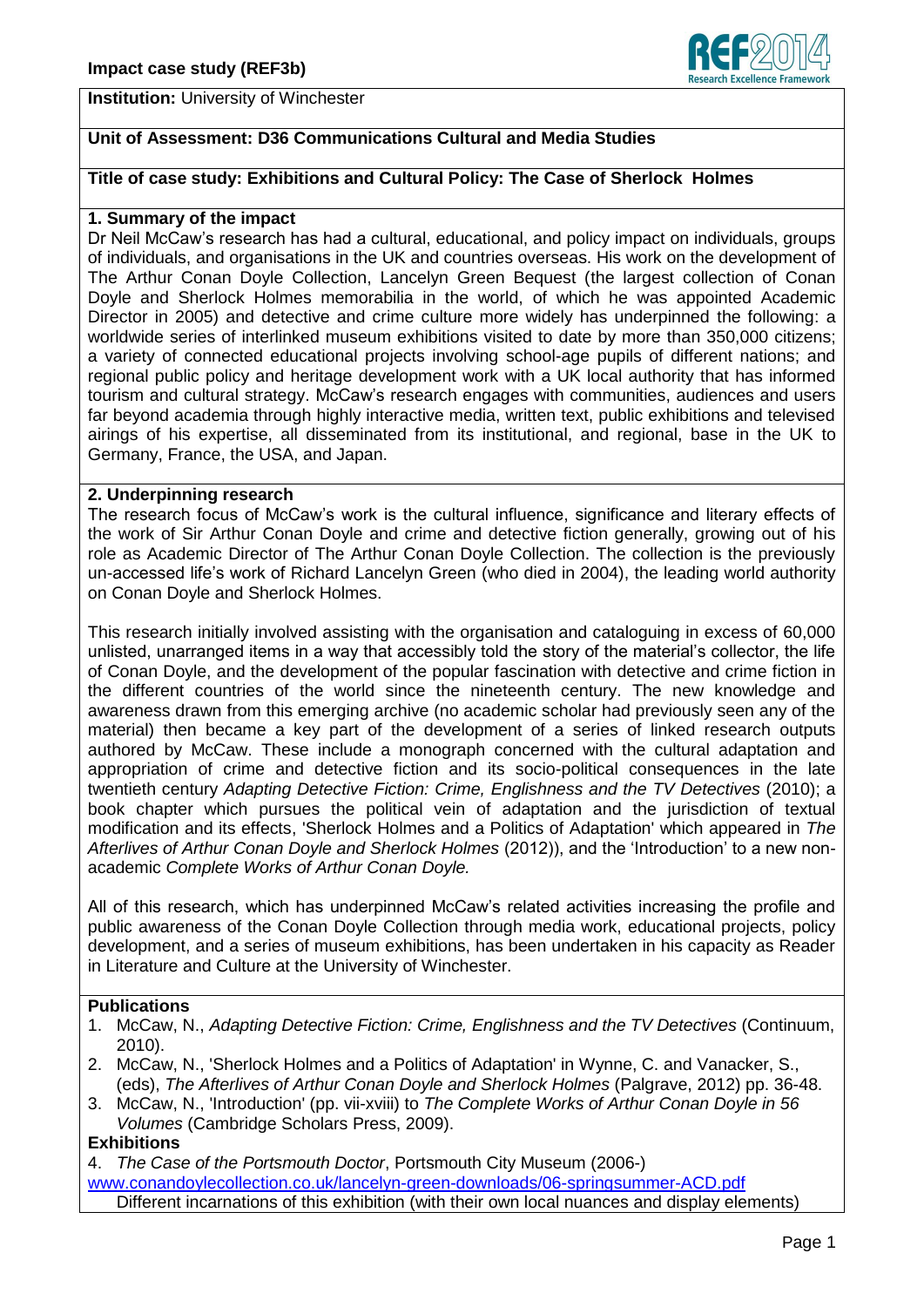**Impact case study (REF3b)**

**Institution:** University of Winchester

**Unit of Assessment: D36 Communications Cultural and Media Studies**

**Title of case study: Exhibitions and Cultural Policy: The Case of Sherlock Holmes**

## 1. Summary of the impact

Dr Neil McCaw's research has had a cultural, educational, and policy impact on individuals, groups of individuals, and organisations in the UK and countries overseas. His work on the development of The Arthur Conan Doyle Collection, Lancelyn Green Bequest (the largest collection of Conan Doyle and Sherlock Holmes memorabilia in the world, of which he was appointed Academic Director in 2005) and detective and crime culture more widely has underpinned the following: a worldwide series of interlinked museum exhibitions visited to date by more than 350,000 citizens; a variety of connected educational projects involving school-age pupils of different nations; and regional public policy and heritage development work with a UK local authority that has informed tourism and cultural strategy. McCaw's research engages with communities, audiences and users far beyond academia through highly interactive media, written text, public exhibitions and televised airings of his expertise, all disseminated from its institutional, and regional, base in the UK to Germany, France, the USA, and Japan.

## 2. Underpinning research

The research focus of McCaw's work is the cultural influence, significance and literary effects of the work of Sir Arthur Conan Doyle and crime and detective fiction generally, growing out of his role as Academic Director of The Arthur Conan Doyle Collection. The collection is the previously un-accessed life's work of Richard Lancelyn Green (who died in 2004), the leading world authority on Conan Doyle and Sherlock Holmes.

This research initially involved assisting with the organisation and cataloguing in excess of 60,000 unlisted, unarranged items in a way that accessibly told the story of the material's collector, the life of Conan Doyle, and the development of the popular fascination with detective and crime fiction in the different countries of the world since the nineteenth century. The new knowledge and awareness drawn from this emerging archive (no academic scholar had previously seen any of the material) then became a key part of the development of a series of linked research outputs authored by McCaw. These include a monograph concerned with the cultural adaptation and appropriation of crime and detective fiction and its socio-political consequences in the late twentieth century *Adapting Detective Fiction: Crime, Englishness and the TV Detectives* (2010); a book chapter which pursues the political vein of adaptation and the jurisdiction of textual modification and its effects, 'Sherlock Holmes and a Politics of Adaptation' which appeared in *The Afterlives of Arthur Conan Doyle and Sherlock Holmes* (2012)), and the 'Introduction' to a new non-academic *Complete Works of Arthur Conan Doyle.*

All of this research, which has underpinned McCaw's related activities increasing the profile and public awareness of the Conan Doyle Collection through media work, educational projects, policy development, and a series of museum exhibitions, has been undertaken in his capacity as Reader in Literature and Culture at the University of Winchester.

**Publications**

1. McCaw, N., *Adapting Detective Fiction: Crime, Englishness and the TV Detectives* (Continuum, 2010).
2. McCaw, N., 'Sherlock Holmes and a Politics of Adaptation' in Wynne, C. and Vanacker, S., (eds), *The Afterlives of Arthur Conan Doyle and Sherlock Holmes* (Palgrave, 2012) pp. 36-48.
3. McCaw, N., 'Introduction' (pp. vii-xviii) to *The Complete Works of Arthur Conan Doyle in 56 Volumes* (Cambridge Scholars Press, 2009).

**Exhibitions**

4. *The Case of the Portsmouth Doctor*, Portsmouth City Museum (2006-)
www.conandoylecollection.co.uk/lancelyn-green-downloads/06-springsummer-ACD.pdf
Different incarnations of this exhibition (with their own local nuances and display elements)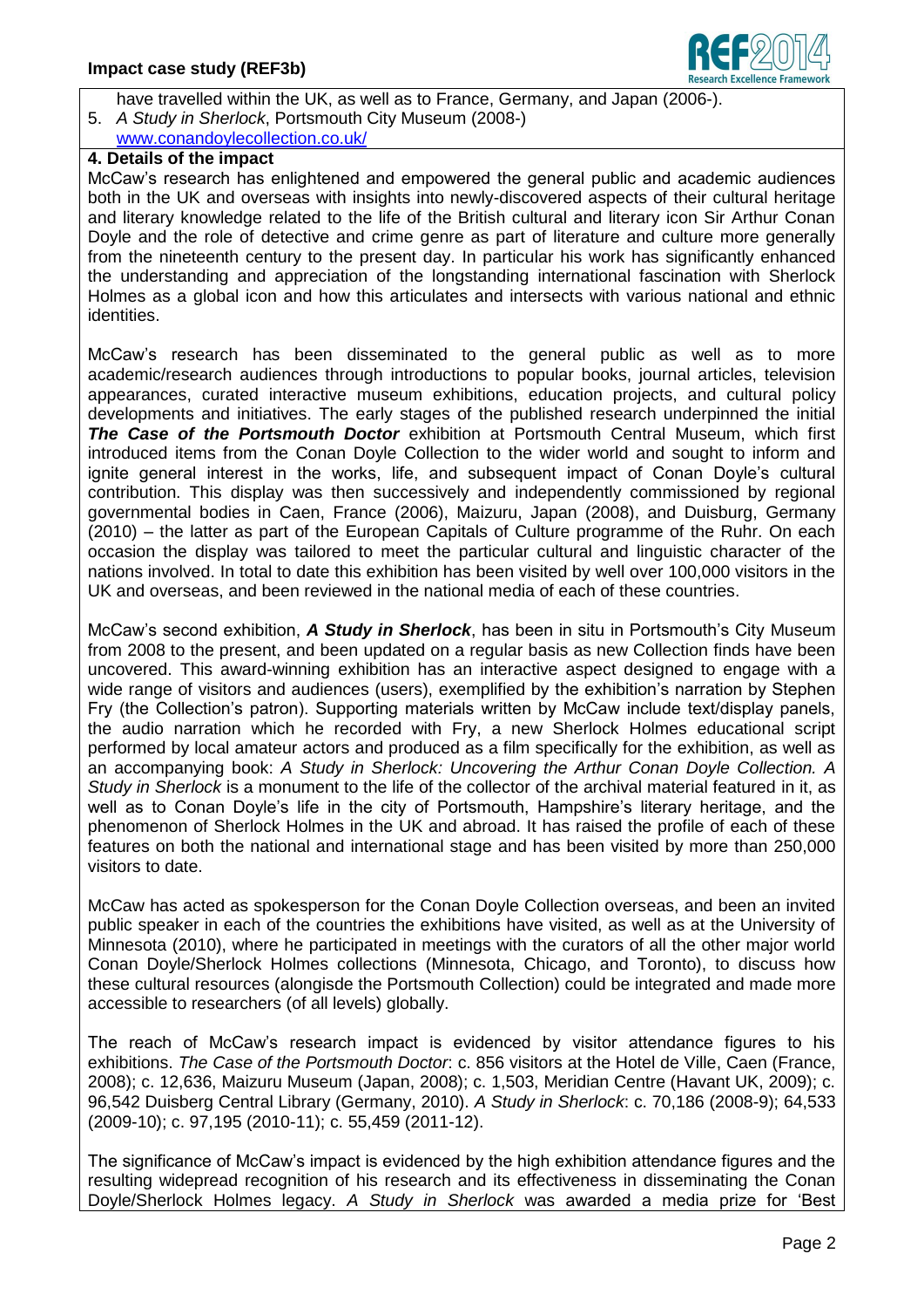have travelled within the UK, as well as to France, Germany, and Japan (2006-).

5. *A Study in Sherlock*, Portsmouth City Museum (2008-) [www.conandoylecollection.co.uk/](www.conandoylecollection.co.uk/)

## 4. Details of the impact

McCaw's research has enlightened and empowered the general public and academic audiences both in the UK and overseas with insights into newly-discovered aspects of their cultural heritage and literary knowledge related to the life of the British cultural and literary icon Sir Arthur Conan Doyle and the role of detective and crime genre as part of literature and culture more generally from the nineteenth century to the present day. In particular his work has significantly enhanced the understanding and appreciation of the longstanding international fascination with Sherlock Holmes as a global icon and how this articulates and intersects with various national and ethnic identities.

McCaw's research has been disseminated to the general public as well as to more academic/research audiences through introductions to popular books, journal articles, television appearances, curated interactive museum exhibitions, education projects, and cultural policy developments and initiatives. The early stages of the published research underpinned the initial ***The Case of the Portsmouth Doctor*** exhibition at Portsmouth Central Museum, which first introduced items from the Conan Doyle Collection to the wider world and sought to inform and ignite general interest in the works, life, and subsequent impact of Conan Doyle's cultural contribution. This display was then successively and independently commissioned by regional governmental bodies in Caen, France (2006), Maizuru, Japan (2008), and Duisburg, Germany (2010) – the latter as part of the European Capitals of Culture programme of the Ruhr. On each occasion the display was tailored to meet the particular cultural and linguistic character of the nations involved. In total to date this exhibition has been visited by well over 100,000 visitors in the UK and overseas, and been reviewed in the national media of each of these countries.

McCaw's second exhibition, ***A Study in Sherlock***, has been in situ in Portsmouth's City Museum from 2008 to the present, and been updated on a regular basis as new Collection finds have been uncovered. This award-winning exhibition has an interactive aspect designed to engage with a wide range of visitors and audiences (users), exemplified by the exhibition's narration by Stephen Fry (the Collection's patron). Supporting materials written by McCaw include text/display panels, the audio narration which he recorded with Fry, a new Sherlock Holmes educational script performed by local amateur actors and produced as a film specifically for the exhibition, as well as an accompanying book: *A Study in Sherlock: Uncovering the Arthur Conan Doyle Collection. A Study in Sherlock* is a monument to the life of the collector of the archival material featured in it, as well as to Conan Doyle's life in the city of Portsmouth, Hampshire's literary heritage, and the phenomenon of Sherlock Holmes in the UK and abroad. It has raised the profile of each of these features on both the national and international stage and has been visited by more than 250,000 visitors to date.

McCaw has acted as spokesperson for the Conan Doyle Collection overseas, and been an invited public speaker in each of the countries the exhibitions have visited, as well as at the University of Minnesota (2010), where he participated in meetings with the curators of all the other major world Conan Doyle/Sherlock Holmes collections (Minnesota, Chicago, and Toronto), to discuss how these cultural resources (alongisde the Portsmouth Collection) could be integrated and made more accessible to researchers (of all levels) globally.

The reach of McCaw's research impact is evidenced by visitor attendance figures to his exhibitions. *The Case of the Portsmouth Doctor*: c. 856 visitors at the Hotel de Ville, Caen (France, 2008); c. 12,636, Maizuru Museum (Japan, 2008); c. 1,503, Meridian Centre (Havant UK, 2009); c. 96,542 Duisberg Central Library (Germany, 2010). *A Study in Sherlock*: c. 70,186 (2008-9); 64,533 (2009-10); c. 97,195 (2010-11); c. 55,459 (2011-12).

The significance of McCaw's impact is evidenced by the high exhibition attendance figures and the resulting widepread recognition of his research and its effectiveness in disseminating the Conan Doyle/Sherlock Holmes legacy. *A Study in Sherlock* was awarded a media prize for 'Best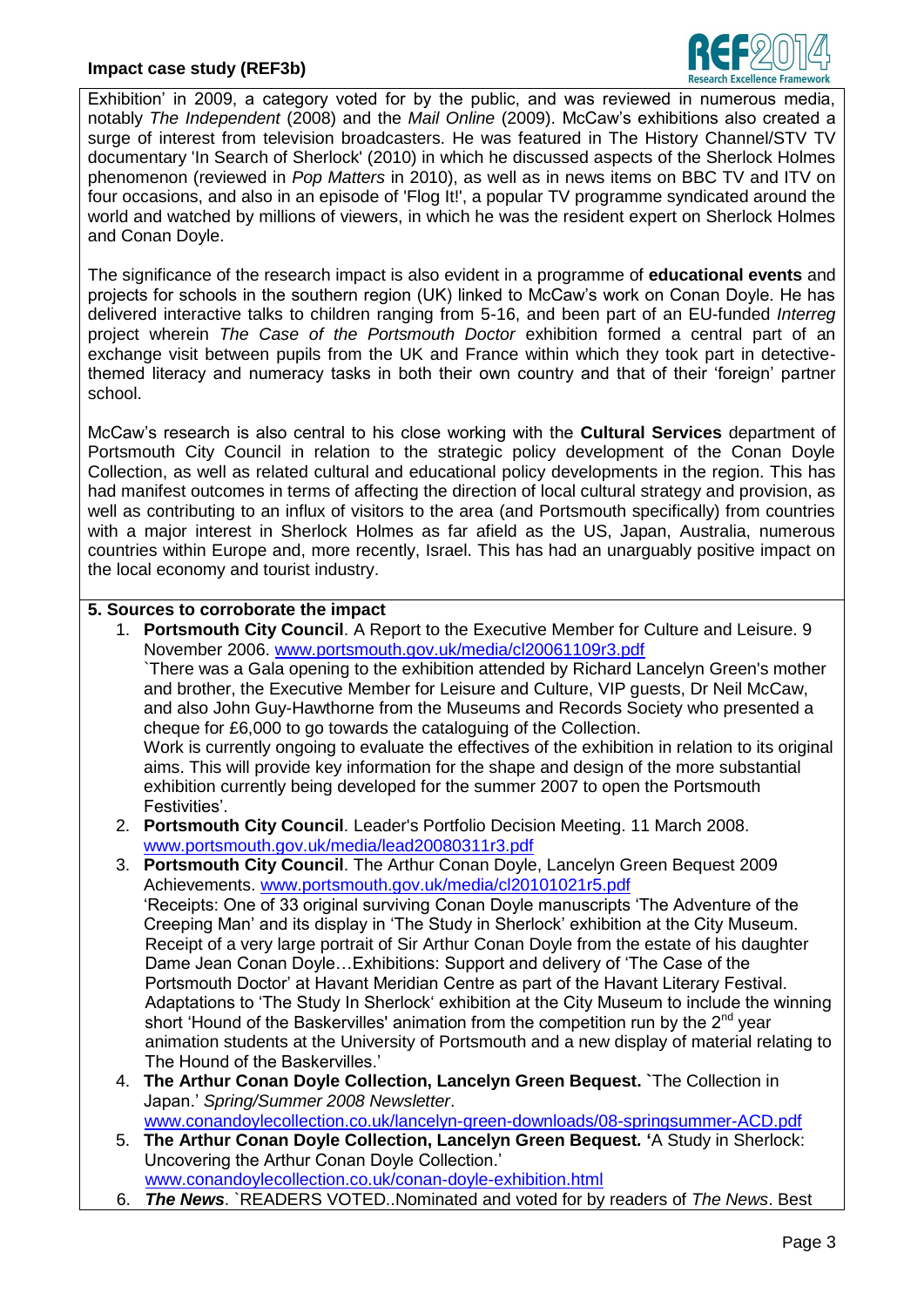Exhibition' in 2009, a category voted for by the public, and was reviewed in numerous media, notably *The Independent* (2008) and the *Mail Online* (2009). McCaw's exhibitions also created a surge of interest from television broadcasters. He was featured in The History Channel/STV TV documentary 'In Search of Sherlock' (2010) in which he discussed aspects of the Sherlock Holmes phenomenon (reviewed in *Pop Matters* in 2010), as well as in news items on BBC TV and ITV on four occasions, and also in an episode of 'Flog It!', a popular TV programme syndicated around the world and watched by millions of viewers, in which he was the resident expert on Sherlock Holmes and Conan Doyle.

The significance of the research impact is also evident in a programme of **educational events** and projects for schools in the southern region (UK) linked to McCaw's work on Conan Doyle. He has delivered interactive talks to children ranging from 5-16, and been part of an EU-funded *Interreg* project wherein *The Case of the Portsmouth Doctor* exhibition formed a central part of an exchange visit between pupils from the UK and France within which they took part in detective-themed literacy and numeracy tasks in both their own country and that of their 'foreign' partner school.

McCaw's research is also central to his close working with the **Cultural Services** department of Portsmouth City Council in relation to the strategic policy development of the Conan Doyle Collection, as well as related cultural and educational policy developments in the region. This has had manifest outcomes in terms of affecting the direction of local cultural strategy and provision, as well as contributing to an influx of visitors to the area (and Portsmouth specifically) from countries with a major interest in Sherlock Holmes as far afield as the US, Japan, Australia, numerous countries within Europe and, more recently, Israel. This has had an unarguably positive impact on the local economy and tourist industry.

## 5. Sources to corroborate the impact

1. **Portsmouth City Council**. A Report to the Executive Member for Culture and Leisure. 9 November 2006. www.portsmouth.gov.uk/media/cl20061109r3.pdf
   `There was a Gala opening to the exhibition attended by Richard Lancelyn Green's mother and brother, the Executive Member for Leisure and Culture, VIP guests, Dr Neil McCaw, and also John Guy-Hawthorne from the Museums and Records Society who presented a cheque for £6,000 to go towards the cataloguing of the Collection.
   Work is currently ongoing to evaluate the effectives of the exhibition in relation to its original aims. This will provide key information for the shape and design of the more substantial exhibition currently being developed for the summer 2007 to open the Portsmouth Festivities'.
2. **Portsmouth City Council**. Leader's Portfolio Decision Meeting. 11 March 2008. www.portsmouth.gov.uk/media/lead20080311r3.pdf
3. **Portsmouth City Council**. The Arthur Conan Doyle, Lancelyn Green Bequest 2009 Achievements. www.portsmouth.gov.uk/media/cl20101021r5.pdf
   'Receipts: One of 33 original surviving Conan Doyle manuscripts 'The Adventure of the Creeping Man' and its display in 'The Study in Sherlock' exhibition at the City Museum. Receipt of a very large portrait of Sir Arthur Conan Doyle from the estate of his daughter Dame Jean Conan Doyle…Exhibitions: Support and delivery of 'The Case of the Portsmouth Doctor' at Havant Meridian Centre as part of the Havant Literary Festival. Adaptations to 'The Study In Sherlock' exhibition at the City Museum to include the winning short 'Hound of the Baskervilles' animation from the competition run by the 2nd year animation students at the University of Portsmouth and a new display of material relating to The Hound of the Baskervilles.'
4. **The Arthur Conan Doyle Collection, Lancelyn Green Bequest.** `The Collection in Japan.' *Spring/Summer 2008 Newsletter*. www.conandoylecollection.co.uk/lancelyn-green-downloads/08-springsummer-ACD.pdf
5. **The Arthur Conan Doyle Collection, Lancelyn Green Bequest.** 'A Study in Sherlock: Uncovering the Arthur Conan Doyle Collection.' www.conandoylecollection.co.uk/conan-doyle-exhibition.html
6. ***The News***. `READERS VOTED..Nominated and voted for by readers of *The News*. Best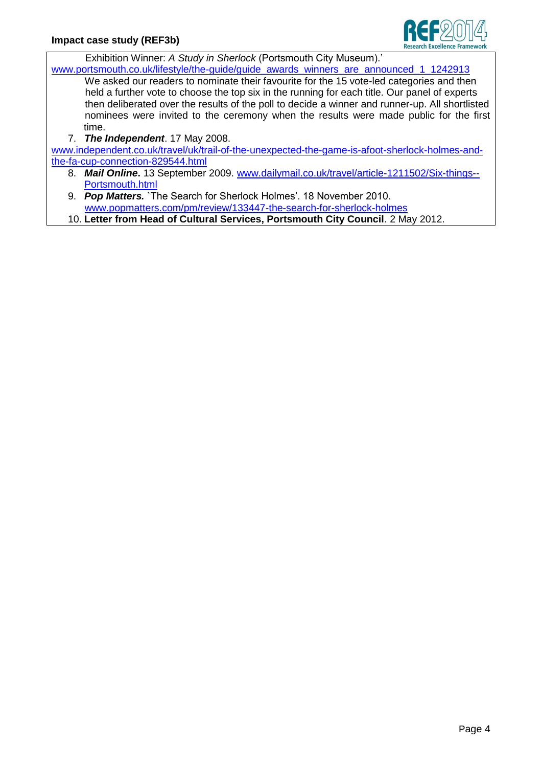Exhibition Winner: *A Study in Sherlock* (Portsmouth City Museum).'
www.portsmouth.co.uk/lifestyle/the-guide/guide_awards_winners_are_announced_1_1242913

We asked our readers to nominate their favourite for the 15 vote-led categories and then held a further vote to choose the top six in the running for each title. Our panel of experts then deliberated over the results of the poll to decide a winner and runner-up. All shortlisted nominees were invited to the ceremony when the results were made public for the first time.

7. ***The Independent***. 17 May 2008.
www.independent.co.uk/travel/uk/trail-of-the-unexpected-the-game-is-afoot-sherlock-holmes-and-the-fa-cup-connection-829544.html
8. ***Mail Online*****.** 13 September 2009. www.dailymail.co.uk/travel/article-1211502/Six-things--Portsmouth.html
9. ***Pop Matters.*** `The Search for Sherlock Holmes'. 18 November 2010. www.popmatters.com/pm/review/133447-the-search-for-sherlock-holmes
10. **Letter from Head of Cultural Services, Portsmouth City Council**. 2 May 2012.